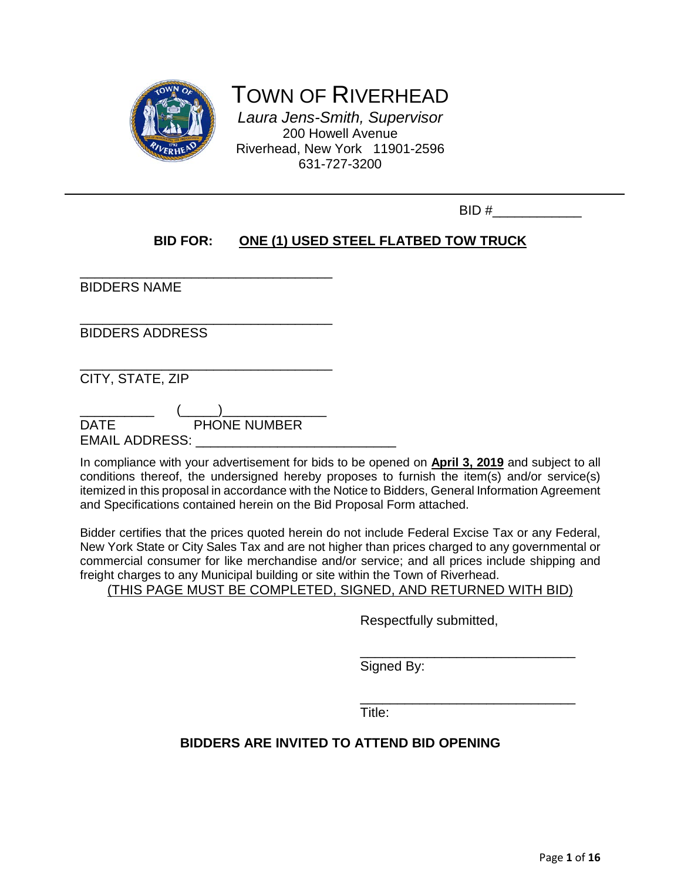# TOWN OF RIVERHEAD

*Laura Jens-Smith, Supervisor*
200 Howell Avenue
Riverhead, New York 11901-2596
631-727-3200

---

BID #____________

**BID FOR: ONE (1) USED STEEL FLATBED TOW TRUCK**

___________________________________
BIDDERS NAME

___________________________________
BIDDERS ADDRESS

___________________________________
CITY, STATE, ZIP

__________ (_____)______________
DATE PHONE NUMBER
EMAIL ADDRESS: ___________________________

In compliance with your advertisement for bids to be opened on **April 3, 2019** and subject to all conditions thereof, the undersigned hereby proposes to furnish the item(s) and/or service(s) itemized in this proposal in accordance with the Notice to Bidders, General Information Agreement and Specifications contained herein on the Bid Proposal Form attached.

Bidder certifies that the prices quoted herein do not include Federal Excise Tax or any Federal, New York State or City Sales Tax and are not higher than prices charged to any governmental or commercial consumer for like merchandise and/or service; and all prices include shipping and freight charges to any Municipal building or site within the Town of Riverhead.

(THIS PAGE MUST BE COMPLETED, SIGNED, AND RETURNED WITH BID)

Respectfully submitted,

_____________________________
Signed By:

_____________________________
Title:

**BIDDERS ARE INVITED TO ATTEND BID OPENING**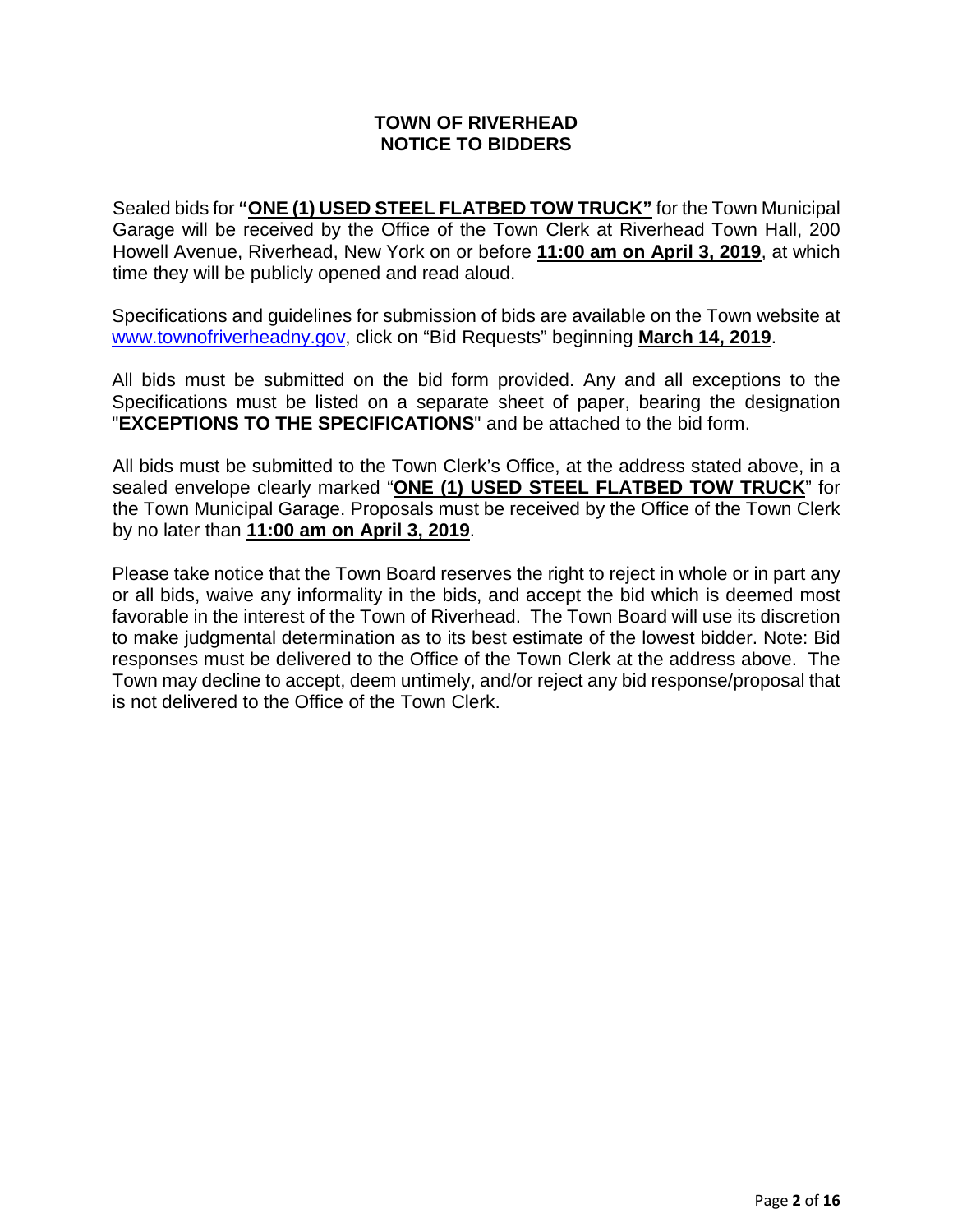# TOWN OF RIVERHEAD
# NOTICE TO BIDDERS

Sealed bids for **"ONE (1) USED STEEL FLATBED TOW TRUCK"** for the Town Municipal Garage will be received by the Office of the Town Clerk at Riverhead Town Hall, 200 Howell Avenue, Riverhead, New York on or before **11:00 am on April 3, 2019**, at which time they will be publicly opened and read aloud.

Specifications and guidelines for submission of bids are available on the Town website at www.townofriverheadny.gov, click on "Bid Requests" beginning **March 14, 2019**.

All bids must be submitted on the bid form provided. Any and all exceptions to the Specifications must be listed on a separate sheet of paper, bearing the designation "**EXCEPTIONS TO THE SPECIFICATIONS**" and be attached to the bid form.

All bids must be submitted to the Town Clerk's Office, at the address stated above, in a sealed envelope clearly marked "**ONE (1) USED STEEL FLATBED TOW TRUCK**" for the Town Municipal Garage. Proposals must be received by the Office of the Town Clerk by no later than **11:00 am on April 3, 2019**.

Please take notice that the Town Board reserves the right to reject in whole or in part any or all bids, waive any informality in the bids, and accept the bid which is deemed most favorable in the interest of the Town of Riverhead. The Town Board will use its discretion to make judgmental determination as to its best estimate of the lowest bidder. Note: Bid responses must be delivered to the Office of the Town Clerk at the address above. The Town may decline to accept, deem untimely, and/or reject any bid response/proposal that is not delivered to the Office of the Town Clerk.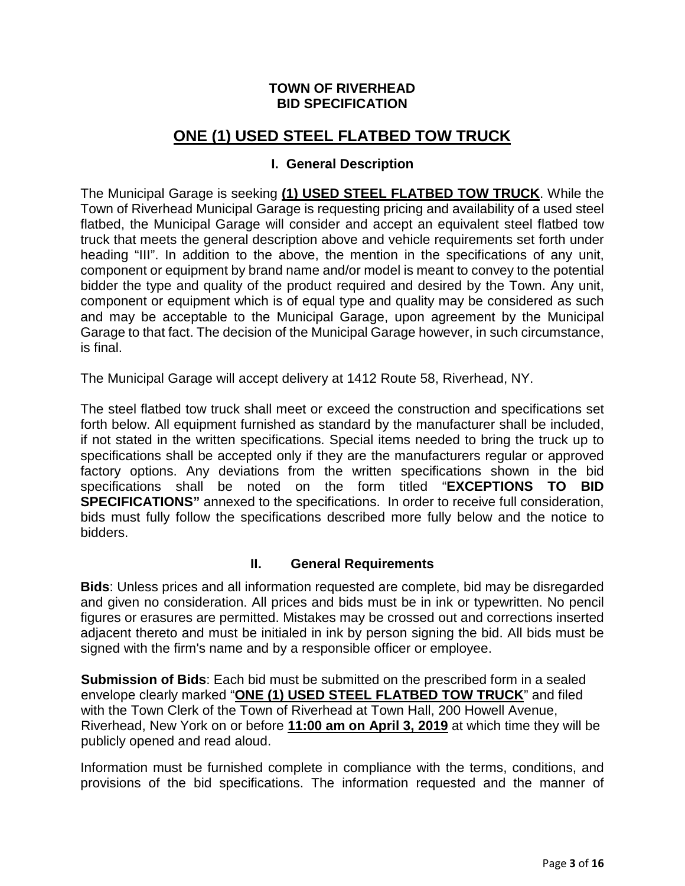**TOWN OF RIVERHEAD**
**BID SPECIFICATION**

# ONE (1) USED STEEL FLATBED TOW TRUCK

## I. General Description

The Municipal Garage is seeking **(1) USED STEEL FLATBED TOW TRUCK**. While the Town of Riverhead Municipal Garage is requesting pricing and availability of a used steel flatbed, the Municipal Garage will consider and accept an equivalent steel flatbed tow truck that meets the general description above and vehicle requirements set forth under heading "III". In addition to the above, the mention in the specifications of any unit, component or equipment by brand name and/or model is meant to convey to the potential bidder the type and quality of the product required and desired by the Town. Any unit, component or equipment which is of equal type and quality may be considered as such and may be acceptable to the Municipal Garage, upon agreement by the Municipal Garage to that fact. The decision of the Municipal Garage however, in such circumstance, is final.

The Municipal Garage will accept delivery at 1412 Route 58, Riverhead, NY.

The steel flatbed tow truck shall meet or exceed the construction and specifications set forth below. All equipment furnished as standard by the manufacturer shall be included, if not stated in the written specifications. Special items needed to bring the truck up to specifications shall be accepted only if they are the manufacturers regular or approved factory options. Any deviations from the written specifications shown in the bid specifications shall be noted on the form titled "**EXCEPTIONS TO BID SPECIFICATIONS"** annexed to the specifications. In order to receive full consideration, bids must fully follow the specifications described more fully below and the notice to bidders.

## II. General Requirements

**Bids**: Unless prices and all information requested are complete, bid may be disregarded and given no consideration. All prices and bids must be in ink or typewritten. No pencil figures or erasures are permitted. Mistakes may be crossed out and corrections inserted adjacent thereto and must be initialed in ink by person signing the bid. All bids must be signed with the firm's name and by a responsible officer or employee.

**Submission of Bids**: Each bid must be submitted on the prescribed form in a sealed envelope clearly marked "**ONE (1) USED STEEL FLATBED TOW TRUCK**" and filed with the Town Clerk of the Town of Riverhead at Town Hall, 200 Howell Avenue, Riverhead, New York on or before **11:00 am on April 3, 2019** at which time they will be publicly opened and read aloud.

Information must be furnished complete in compliance with the terms, conditions, and provisions of the bid specifications. The information requested and the manner of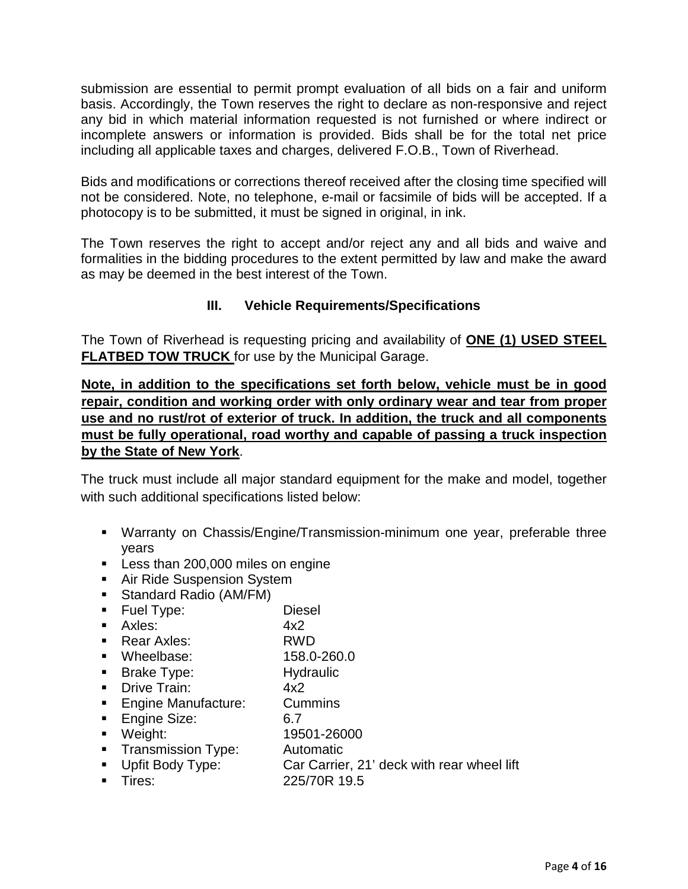submission are essential to permit prompt evaluation of all bids on a fair and uniform basis. Accordingly, the Town reserves the right to declare as non-responsive and reject any bid in which material information requested is not furnished or where indirect or incomplete answers or information is provided. Bids shall be for the total net price including all applicable taxes and charges, delivered F.O.B., Town of Riverhead.

Bids and modifications or corrections thereof received after the closing time specified will not be considered. Note, no telephone, e-mail or facsimile of bids will be accepted. If a photocopy is to be submitted, it must be signed in original, in ink.

The Town reserves the right to accept and/or reject any and all bids and waive and formalities in the bidding procedures to the extent permitted by law and make the award as may be deemed in the best interest of the Town.

## III. Vehicle Requirements/Specifications

The Town of Riverhead is requesting pricing and availability of **ONE (1) USED STEEL FLATBED TOW TRUCK** for use by the Municipal Garage.

**Note, in addition to the specifications set forth below, vehicle must be in good repair, condition and working order with only ordinary wear and tear from proper use and no rust/rot of exterior of truck. In addition, the truck and all components must be fully operational, road worthy and capable of passing a truck inspection by the State of New York**.

The truck must include all major standard equipment for the make and model, together with such additional specifications listed below:

- Warranty on Chassis/Engine/Transmission-minimum one year, preferable three years
- Less than 200,000 miles on engine
- Air Ride Suspension System
- Standard Radio (AM/FM)
- Fuel Type: Diesel
- Axles: 4x2
- Rear Axles: RWD
- Wheelbase: 158.0-260.0
- Brake Type: Hydraulic
- Drive Train: 4x2
- Engine Manufacture: Cummins
- Engine Size: 6.7
- Weight: 19501-26000
- Transmission Type: Automatic
- Upfit Body Type: Car Carrier, 21' deck with rear wheel lift
- Tires: 225/70R 19.5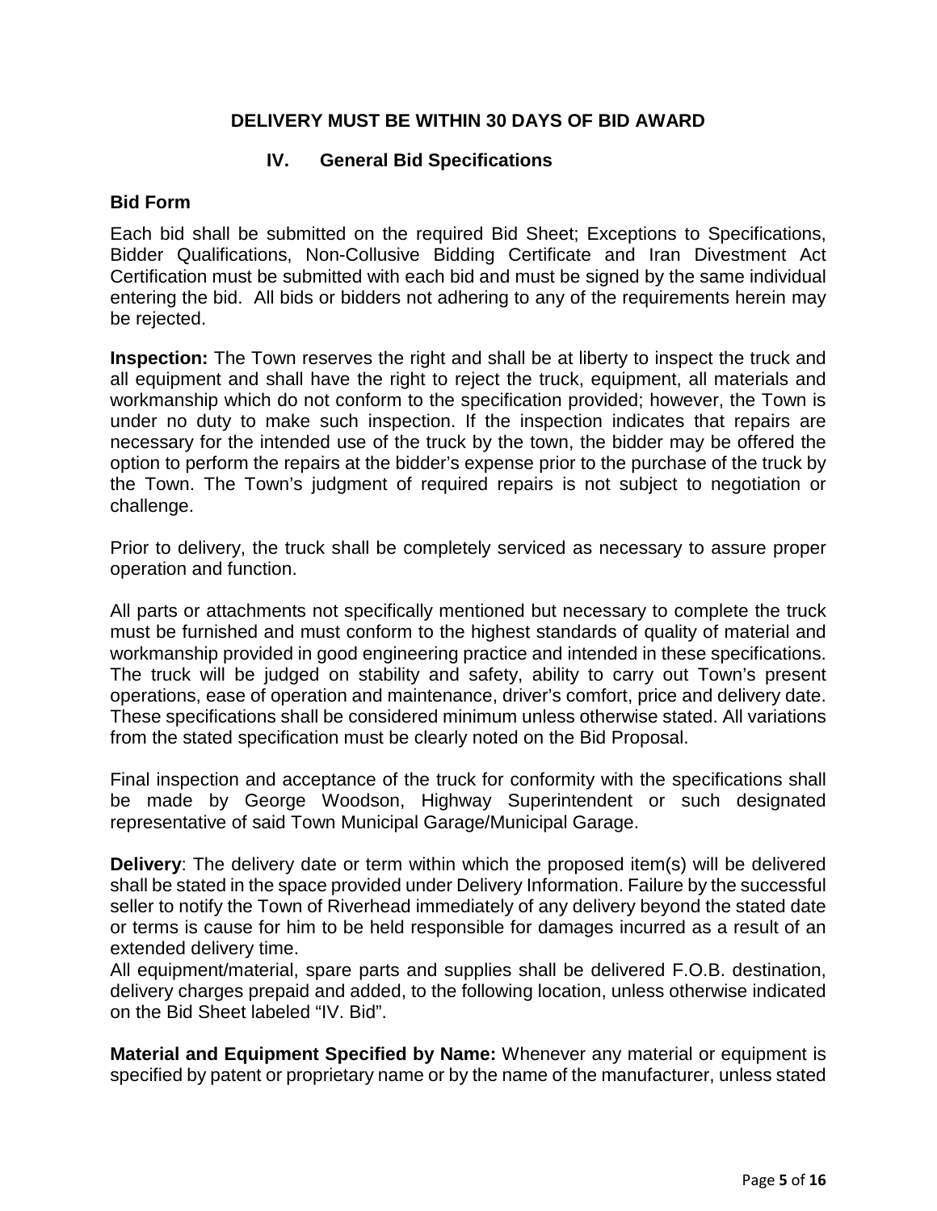**DELIVERY MUST BE WITHIN 30 DAYS OF BID AWARD**

## IV. General Bid Specifications

### Bid Form

Each bid shall be submitted on the required Bid Sheet; Exceptions to Specifications, Bidder Qualifications, Non-Collusive Bidding Certificate and Iran Divestment Act Certification must be submitted with each bid and must be signed by the same individual entering the bid. All bids or bidders not adhering to any of the requirements herein may be rejected.

**Inspection:** The Town reserves the right and shall be at liberty to inspect the truck and all equipment and shall have the right to reject the truck, equipment, all materials and workmanship which do not conform to the specification provided; however, the Town is under no duty to make such inspection. If the inspection indicates that repairs are necessary for the intended use of the truck by the town, the bidder may be offered the option to perform the repairs at the bidder's expense prior to the purchase of the truck by the Town. The Town's judgment of required repairs is not subject to negotiation or challenge.

Prior to delivery, the truck shall be completely serviced as necessary to assure proper operation and function.

All parts or attachments not specifically mentioned but necessary to complete the truck must be furnished and must conform to the highest standards of quality of material and workmanship provided in good engineering practice and intended in these specifications. The truck will be judged on stability and safety, ability to carry out Town's present operations, ease of operation and maintenance, driver's comfort, price and delivery date. These specifications shall be considered minimum unless otherwise stated. All variations from the stated specification must be clearly noted on the Bid Proposal.

Final inspection and acceptance of the truck for conformity with the specifications shall be made by George Woodson, Highway Superintendent or such designated representative of said Town Municipal Garage/Municipal Garage.

**Delivery**: The delivery date or term within which the proposed item(s) will be delivered shall be stated in the space provided under Delivery Information. Failure by the successful seller to notify the Town of Riverhead immediately of any delivery beyond the stated date or terms is cause for him to be held responsible for damages incurred as a result of an extended delivery time.
All equipment/material, spare parts and supplies shall be delivered F.O.B. destination, delivery charges prepaid and added, to the following location, unless otherwise indicated on the Bid Sheet labeled "IV. Bid".

**Material and Equipment Specified by Name:** Whenever any material or equipment is specified by patent or proprietary name or by the name of the manufacturer, unless stated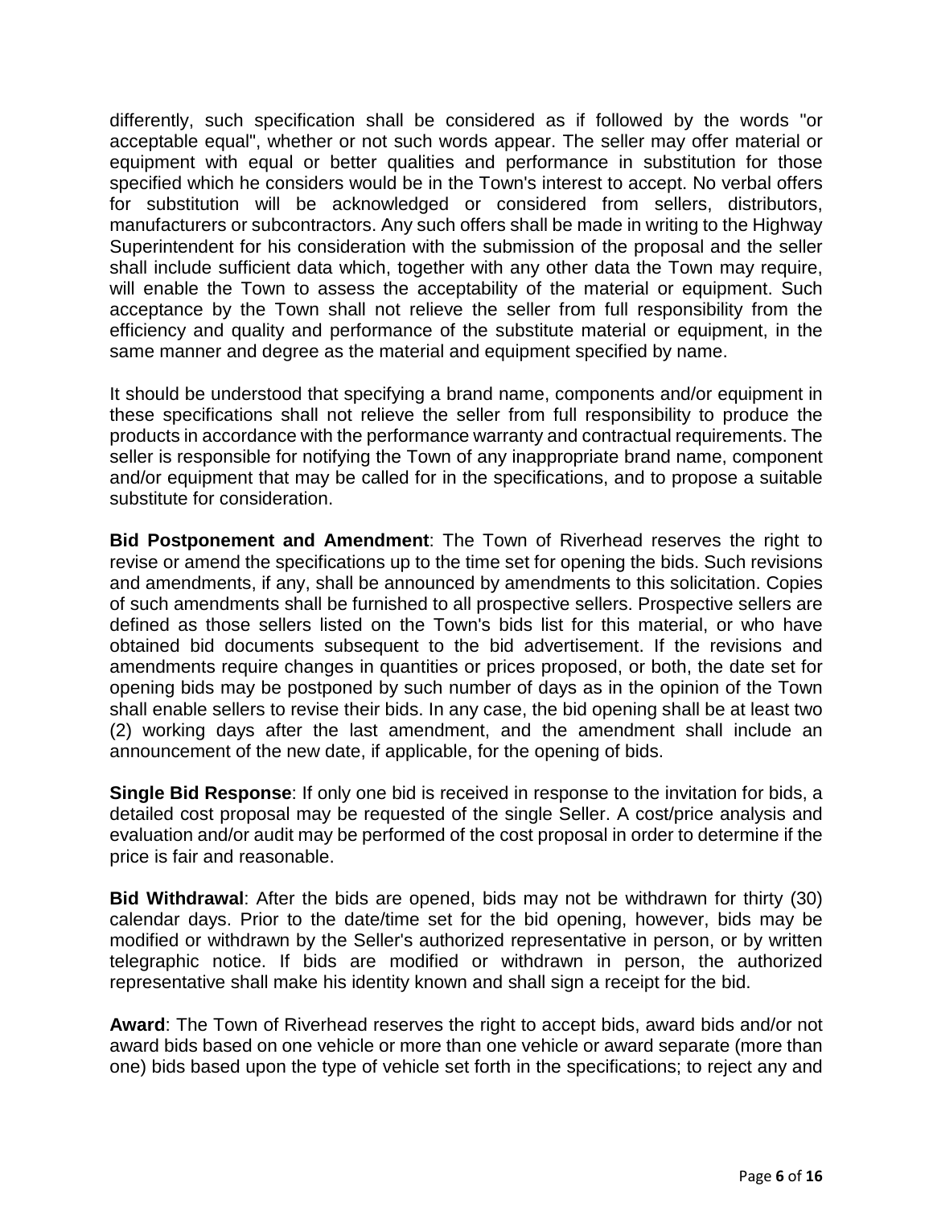differently, such specification shall be considered as if followed by the words "or acceptable equal", whether or not such words appear. The seller may offer material or equipment with equal or better qualities and performance in substitution for those specified which he considers would be in the Town's interest to accept. No verbal offers for substitution will be acknowledged or considered from sellers, distributors, manufacturers or subcontractors. Any such offers shall be made in writing to the Highway Superintendent for his consideration with the submission of the proposal and the seller shall include sufficient data which, together with any other data the Town may require, will enable the Town to assess the acceptability of the material or equipment. Such acceptance by the Town shall not relieve the seller from full responsibility from the efficiency and quality and performance of the substitute material or equipment, in the same manner and degree as the material and equipment specified by name.

It should be understood that specifying a brand name, components and/or equipment in these specifications shall not relieve the seller from full responsibility to produce the products in accordance with the performance warranty and contractual requirements. The seller is responsible for notifying the Town of any inappropriate brand name, component and/or equipment that may be called for in the specifications, and to propose a suitable substitute for consideration.

**Bid Postponement and Amendment**: The Town of Riverhead reserves the right to revise or amend the specifications up to the time set for opening the bids. Such revisions and amendments, if any, shall be announced by amendments to this solicitation. Copies of such amendments shall be furnished to all prospective sellers. Prospective sellers are defined as those sellers listed on the Town's bids list for this material, or who have obtained bid documents subsequent to the bid advertisement. If the revisions and amendments require changes in quantities or prices proposed, or both, the date set for opening bids may be postponed by such number of days as in the opinion of the Town shall enable sellers to revise their bids. In any case, the bid opening shall be at least two (2) working days after the last amendment, and the amendment shall include an announcement of the new date, if applicable, for the opening of bids.

**Single Bid Response**: If only one bid is received in response to the invitation for bids, a detailed cost proposal may be requested of the single Seller. A cost/price analysis and evaluation and/or audit may be performed of the cost proposal in order to determine if the price is fair and reasonable.

**Bid Withdrawal**: After the bids are opened, bids may not be withdrawn for thirty (30) calendar days. Prior to the date/time set for the bid opening, however, bids may be modified or withdrawn by the Seller's authorized representative in person, or by written telegraphic notice. If bids are modified or withdrawn in person, the authorized representative shall make his identity known and shall sign a receipt for the bid.

**Award**: The Town of Riverhead reserves the right to accept bids, award bids and/or not award bids based on one vehicle or more than one vehicle or award separate (more than one) bids based upon the type of vehicle set forth in the specifications; to reject any and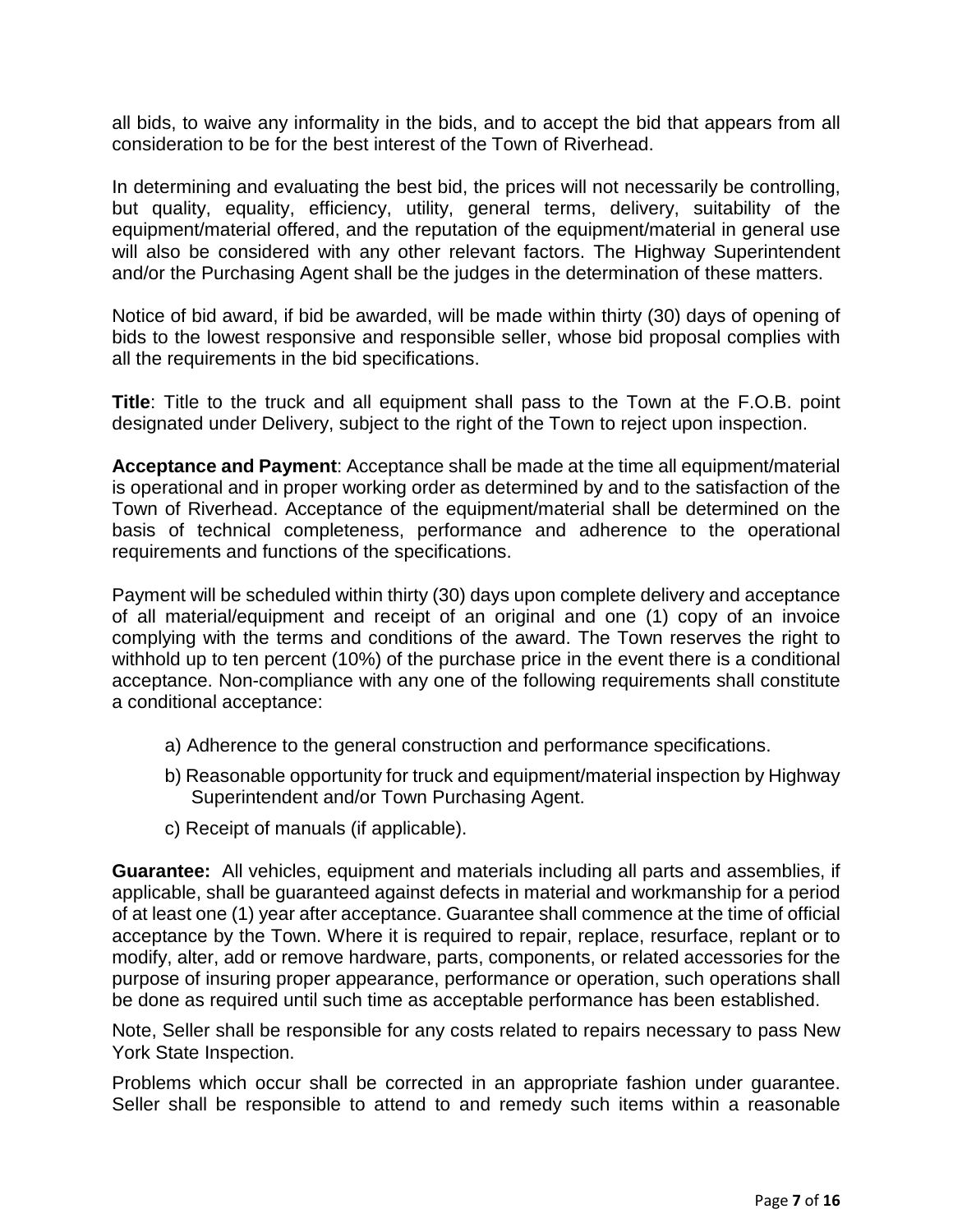all bids, to waive any informality in the bids, and to accept the bid that appears from all consideration to be for the best interest of the Town of Riverhead.

In determining and evaluating the best bid, the prices will not necessarily be controlling, but quality, equality, efficiency, utility, general terms, delivery, suitability of the equipment/material offered, and the reputation of the equipment/material in general use will also be considered with any other relevant factors. The Highway Superintendent and/or the Purchasing Agent shall be the judges in the determination of these matters.

Notice of bid award, if bid be awarded, will be made within thirty (30) days of opening of bids to the lowest responsive and responsible seller, whose bid proposal complies with all the requirements in the bid specifications.

**Title**: Title to the truck and all equipment shall pass to the Town at the F.O.B. point designated under Delivery, subject to the right of the Town to reject upon inspection.

**Acceptance and Payment**: Acceptance shall be made at the time all equipment/material is operational and in proper working order as determined by and to the satisfaction of the Town of Riverhead. Acceptance of the equipment/material shall be determined on the basis of technical completeness, performance and adherence to the operational requirements and functions of the specifications.

Payment will be scheduled within thirty (30) days upon complete delivery and acceptance of all material/equipment and receipt of an original and one (1) copy of an invoice complying with the terms and conditions of the award. The Town reserves the right to withhold up to ten percent (10%) of the purchase price in the event there is a conditional acceptance. Non-compliance with any one of the following requirements shall constitute a conditional acceptance:

a) Adherence to the general construction and performance specifications.

b) Reasonable opportunity for truck and equipment/material inspection by Highway Superintendent and/or Town Purchasing Agent.

c) Receipt of manuals (if applicable).

**Guarantee:** All vehicles, equipment and materials including all parts and assemblies, if applicable, shall be guaranteed against defects in material and workmanship for a period of at least one (1) year after acceptance. Guarantee shall commence at the time of official acceptance by the Town. Where it is required to repair, replace, resurface, replant or to modify, alter, add or remove hardware, parts, components, or related accessories for the purpose of insuring proper appearance, performance or operation, such operations shall be done as required until such time as acceptable performance has been established.

Note, Seller shall be responsible for any costs related to repairs necessary to pass New York State Inspection.

Problems which occur shall be corrected in an appropriate fashion under guarantee. Seller shall be responsible to attend to and remedy such items within a reasonable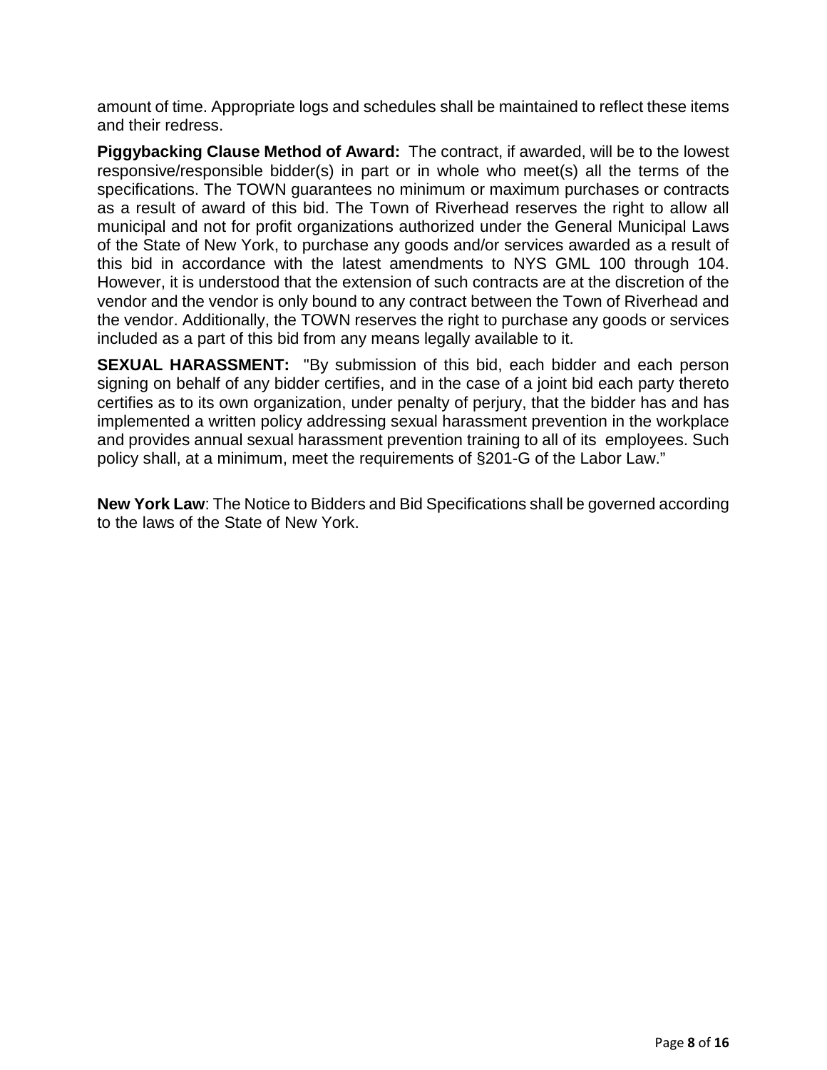amount of time. Appropriate logs and schedules shall be maintained to reflect these items and their redress.

**Piggybacking Clause Method of Award:** The contract, if awarded, will be to the lowest responsive/responsible bidder(s) in part or in whole who meet(s) all the terms of the specifications. The TOWN guarantees no minimum or maximum purchases or contracts as a result of award of this bid. The Town of Riverhead reserves the right to allow all municipal and not for profit organizations authorized under the General Municipal Laws of the State of New York, to purchase any goods and/or services awarded as a result of this bid in accordance with the latest amendments to NYS GML 100 through 104. However, it is understood that the extension of such contracts are at the discretion of the vendor and the vendor is only bound to any contract between the Town of Riverhead and the vendor. Additionally, the TOWN reserves the right to purchase any goods or services included as a part of this bid from any means legally available to it.

**SEXUAL HARASSMENT:** "By submission of this bid, each bidder and each person signing on behalf of any bidder certifies, and in the case of a joint bid each party thereto certifies as to its own organization, under penalty of perjury, that the bidder has and has implemented a written policy addressing sexual harassment prevention in the workplace and provides annual sexual harassment prevention training to all of its employees. Such policy shall, at a minimum, meet the requirements of §201-G of the Labor Law."

**New York Law**: The Notice to Bidders and Bid Specifications shall be governed according to the laws of the State of New York.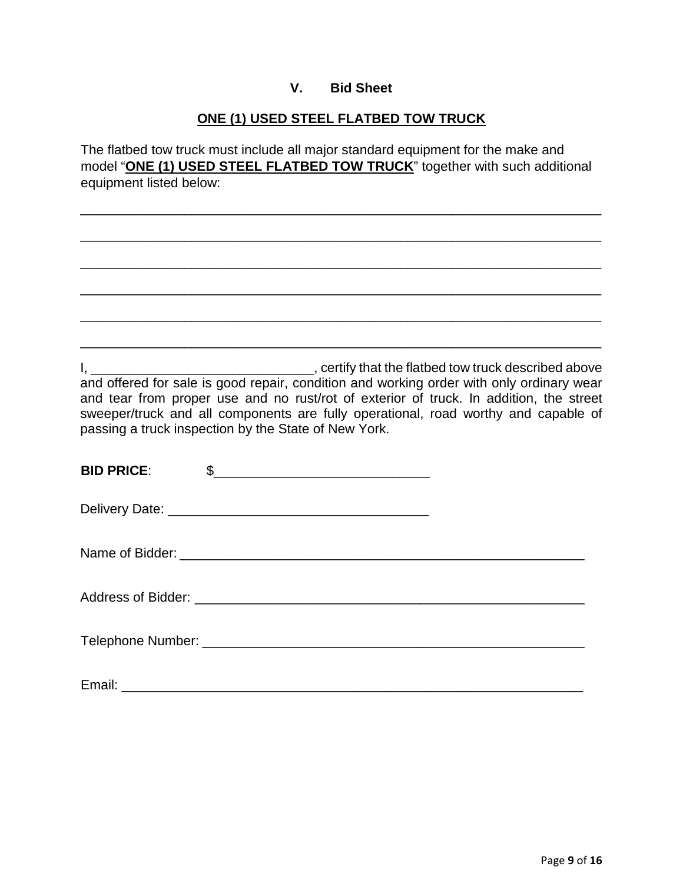## V. Bid Sheet

**ONE (1) USED STEEL FLATBED TOW TRUCK**

The flatbed tow truck must include all major standard equipment for the make and model "**ONE (1) USED STEEL FLATBED TOW TRUCK**" together with such additional equipment listed below:

\_\_\_\_\_\_\_\_\_\_\_\_\_\_\_\_\_\_\_\_\_\_\_\_\_\_\_\_\_\_\_\_\_\_\_\_\_\_\_\_\_\_\_\_\_\_\_\_\_\_\_\_\_\_\_\_\_\_\_\_\_\_\_\_\_\_\_\_\_\_

\_\_\_\_\_\_\_\_\_\_\_\_\_\_\_\_\_\_\_\_\_\_\_\_\_\_\_\_\_\_\_\_\_\_\_\_\_\_\_\_\_\_\_\_\_\_\_\_\_\_\_\_\_\_\_\_\_\_\_\_\_\_\_\_\_\_\_\_\_\_

\_\_\_\_\_\_\_\_\_\_\_\_\_\_\_\_\_\_\_\_\_\_\_\_\_\_\_\_\_\_\_\_\_\_\_\_\_\_\_\_\_\_\_\_\_\_\_\_\_\_\_\_\_\_\_\_\_\_\_\_\_\_\_\_\_\_\_\_\_\_

\_\_\_\_\_\_\_\_\_\_\_\_\_\_\_\_\_\_\_\_\_\_\_\_\_\_\_\_\_\_\_\_\_\_\_\_\_\_\_\_\_\_\_\_\_\_\_\_\_\_\_\_\_\_\_\_\_\_\_\_\_\_\_\_\_\_\_\_\_\_

\_\_\_\_\_\_\_\_\_\_\_\_\_\_\_\_\_\_\_\_\_\_\_\_\_\_\_\_\_\_\_\_\_\_\_\_\_\_\_\_\_\_\_\_\_\_\_\_\_\_\_\_\_\_\_\_\_\_\_\_\_\_\_\_\_\_\_\_\_\_

\_\_\_\_\_\_\_\_\_\_\_\_\_\_\_\_\_\_\_\_\_\_\_\_\_\_\_\_\_\_\_\_\_\_\_\_\_\_\_\_\_\_\_\_\_\_\_\_\_\_\_\_\_\_\_\_\_\_\_\_\_\_\_\_\_\_\_\_\_\_

I, \_\_\_\_\_\_\_\_\_\_\_\_\_\_\_\_\_\_\_\_\_\_\_\_\_\_\_\_\_\_, certify that the flatbed tow truck described above and offered for sale is good repair, condition and working order with only ordinary wear and tear from proper use and no rust/rot of exterior of truck. In addition, the street sweeper/truck and all components are fully operational, road worthy and capable of passing a truck inspection by the State of New York.

**BID PRICE**: $\_\_\_\_\_\_\_\_\_\_\_\_\_\_\_\_\_\_\_\_\_\_\_\_\_\_\_\_\_\_

Delivery Date: \_\_\_\_\_\_\_\_\_\_\_\_\_\_\_\_\_\_\_\_\_\_\_\_\_\_\_\_\_\_\_\_\_\_\_\_

Name of Bidder: \_\_\_\_\_\_\_\_\_\_\_\_\_\_\_\_\_\_\_\_\_\_\_\_\_\_\_\_\_\_\_\_\_\_\_\_\_\_\_\_\_\_\_\_\_\_\_\_\_\_\_\_\_\_\_

Address of Bidder: \_\_\_\_\_\_\_\_\_\_\_\_\_\_\_\_\_\_\_\_\_\_\_\_\_\_\_\_\_\_\_\_\_\_\_\_\_\_\_\_\_\_\_\_\_\_\_\_\_\_\_\_\_

Telephone Number: \_\_\_\_\_\_\_\_\_\_\_\_\_\_\_\_\_\_\_\_\_\_\_\_\_\_\_\_\_\_\_\_\_\_\_\_\_\_\_\_\_\_\_\_\_\_\_\_\_\_\_\_

Email: \_\_\_\_\_\_\_\_\_\_\_\_\_\_\_\_\_\_\_\_\_\_\_\_\_\_\_\_\_\_\_\_\_\_\_\_\_\_\_\_\_\_\_\_\_\_\_\_\_\_\_\_\_\_\_\_\_\_\_\_\_\_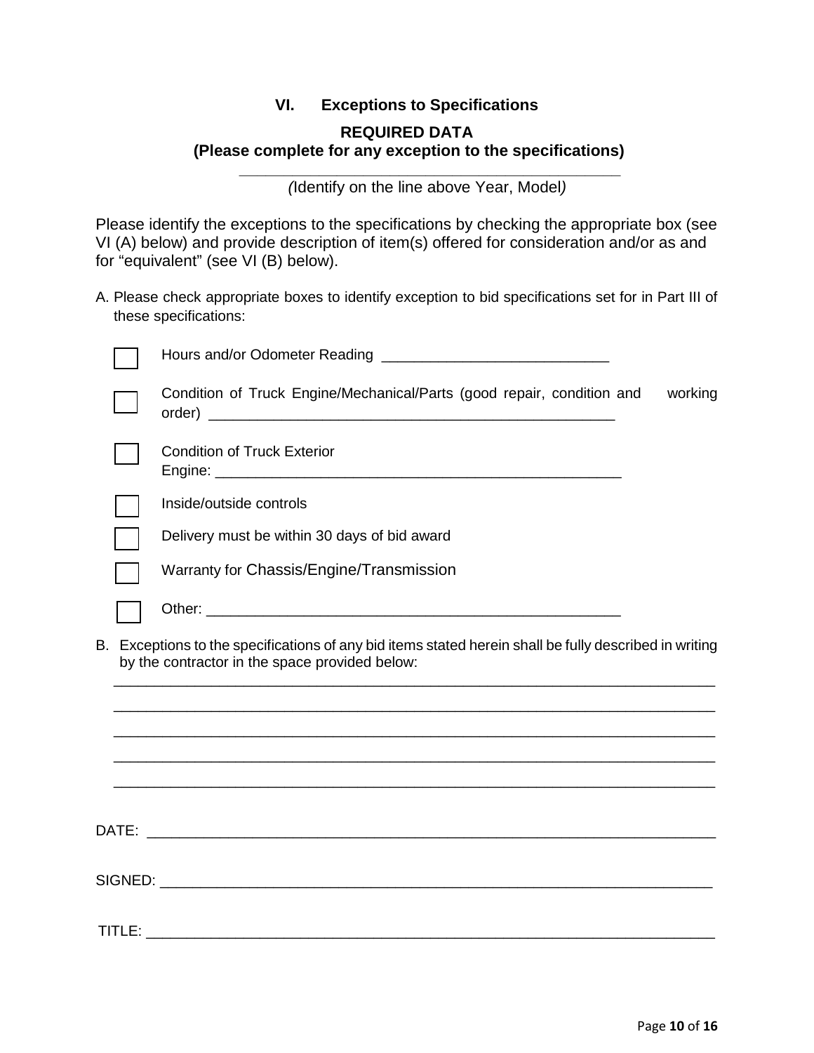## VI. Exceptions to Specifications

**REQUIRED DATA**
**(Please complete for any exception to the specifications)**

_______________________________________________

*(Identify on the line above Year, Model)*

Please identify the exceptions to the specifications by checking the appropriate box (see VI (A) below) and provide description of item(s) offered for consideration and/or as and for "equivalent" (see VI (B) below).

A. Please check appropriate boxes to identify exception to bid specifications set for in Part III of these specifications:

- ☐ Hours and/or Odometer Reading ____________________________
- ☐ Condition of Truck Engine/Mechanical/Parts (good repair, condition and working order) ____________________________________________________
- ☐ Condition of Truck Exterior
  Engine: ____________________________________________________
- ☐ Inside/outside controls
- ☐ Delivery must be within 30 days of bid award
- ☐ Warranty for Chassis/Engine/Transmission
- ☐ Other: ____________________________________________________

B. Exceptions to the specifications of any bid items stated herein shall be fully described in writing by the contractor in the space provided below:

____________________________________________________________________________

____________________________________________________________________________

____________________________________________________________________________

____________________________________________________________________________

____________________________________________________________________________

DATE: ______________________________________________________________________

SIGNED: ____________________________________________________________________

TITLE: ______________________________________________________________________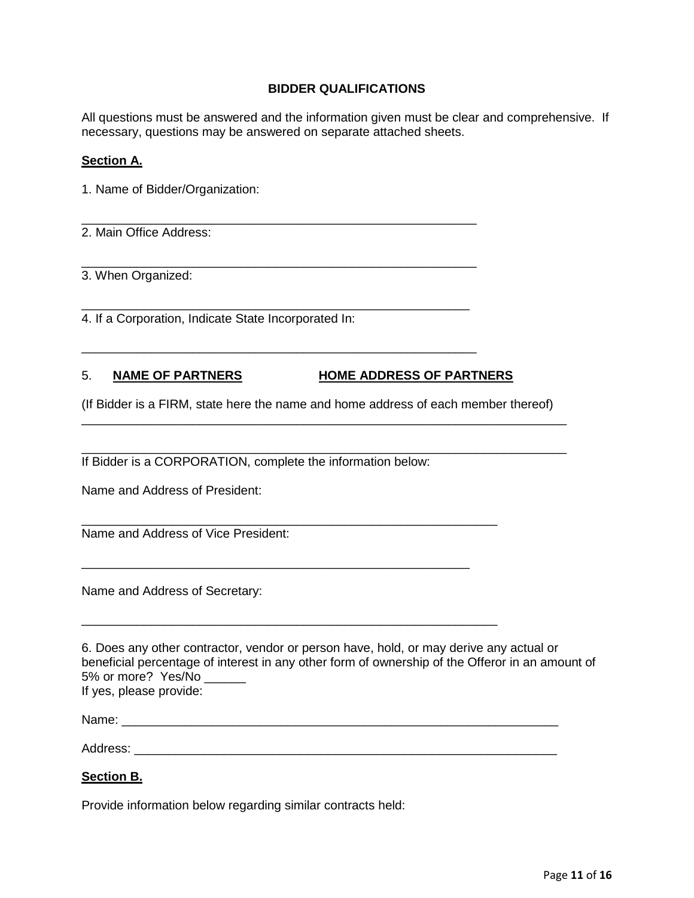**BIDDER QUALIFICATIONS**

All questions must be answered and the information given must be clear and comprehensive. If necessary, questions may be answered on separate attached sheets.

**Section A.**

1. Name of Bidder/Organization:

_____________________________________________________________

2. Main Office Address:

_____________________________________________________________

3. When Organized:

____________________________________________________________

4. If a Corporation, Indicate State Incorporated In:

_____________________________________________________________

5. **NAME OF PARTNERS** **HOME ADDRESS OF PARTNERS**

(If Bidder is a FIRM, state here the name and home address of each member thereof)

___________________________________________________________________________

___________________________________________________________________________

If Bidder is a CORPORATION, complete the information below:

Name and Address of President:

_________________________________________________________________

Name and Address of Vice President:

____________________________________________________________

Name and Address of Secretary:

_________________________________________________________________

6. Does any other contractor, vendor or person have, hold, or may derive any actual or beneficial percentage of interest in any other form of ownership of the Offeror in an amount of 5% or more? Yes/No ______

If yes, please provide:

Name: _______________________________________________________________

Address: _____________________________________________________________

**Section B.**

Provide information below regarding similar contracts held: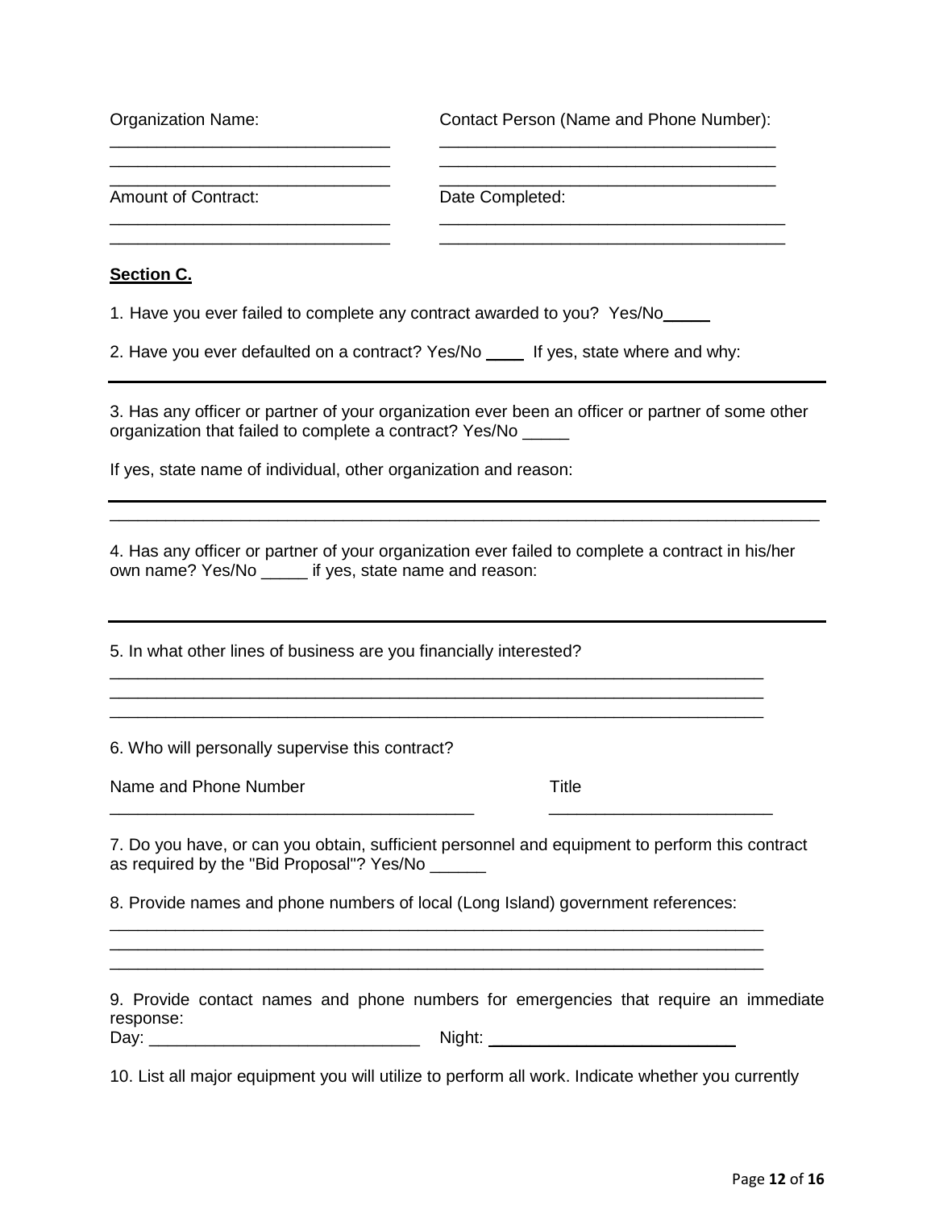Organization Name: ______________________________

Contact Person (Name and Phone Number): ______________________________

Amount of Contract: ______________________________

Date Completed: ______________________________

**Section C.**

1. Have you ever failed to complete any contract awarded to you? Yes/No_____

2. Have you ever defaulted on a contract? Yes/No ____ If yes, state where and why:

___________________________________________________________________________

3. Has any officer or partner of your organization ever been an officer or partner of some other organization that failed to complete a contract? Yes/No _____

If yes, state name of individual, other organization and reason:

___________________________________________________________________________

___________________________________________________________________________

4. Has any officer or partner of your organization ever failed to complete a contract in his/her own name? Yes/No _____ if yes, state name and reason:

___________________________________________________________________________

5. In what other lines of business are you financially interested?

___________________________________________________________________________

___________________________________________________________________________

___________________________________________________________________________

6. Who will personally supervise this contract?

Name and Phone Number ______________________________

Title ______________________________

7. Do you have, or can you obtain, sufficient personnel and equipment to perform this contract as required by the "Bid Proposal"? Yes/No ______

8. Provide names and phone numbers of local (Long Island) government references:

___________________________________________________________________________

___________________________________________________________________________

___________________________________________________________________________

9. Provide contact names and phone numbers for emergencies that require an immediate response:

Day: ______________________________ Night: ______________________________

10. List all major equipment you will utilize to perform all work. Indicate whether you currently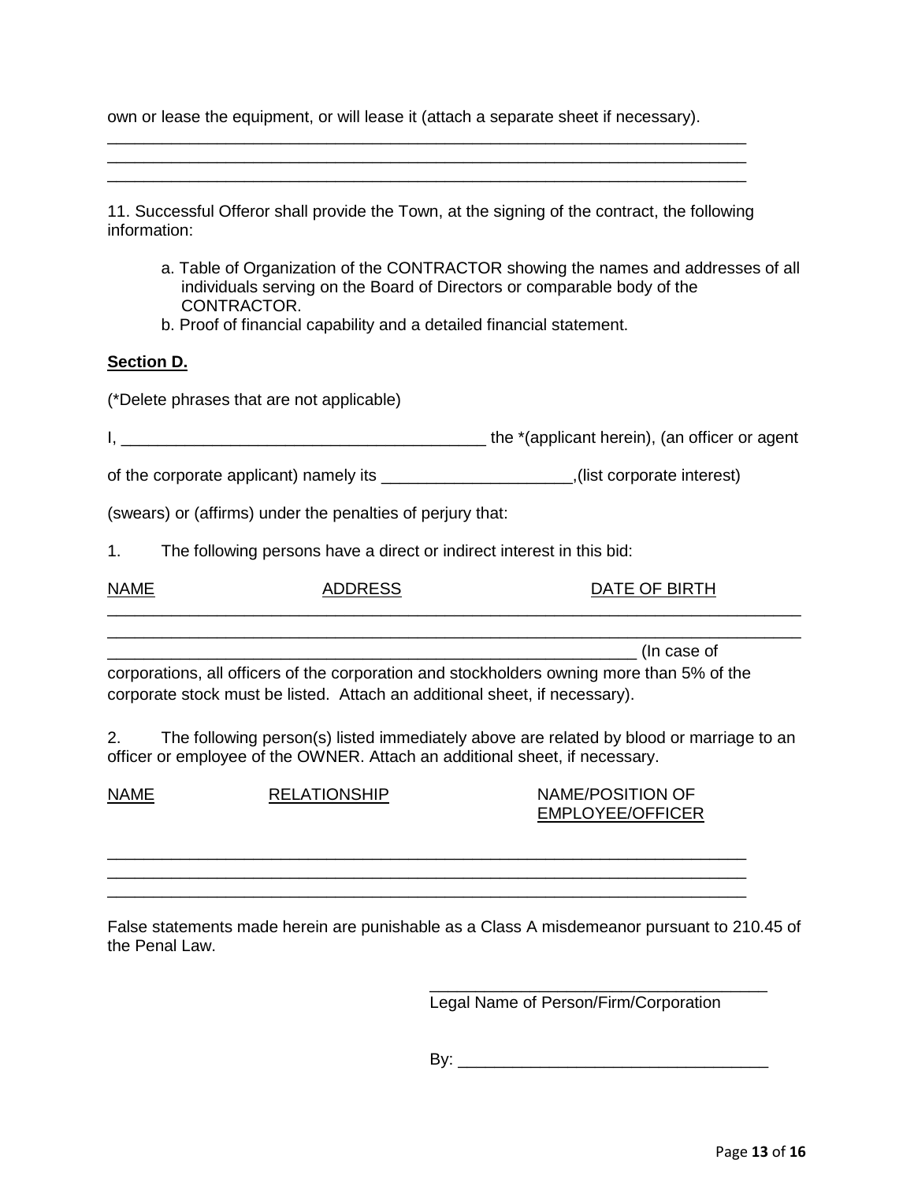own or lease the equipment, or will lease it (attach a separate sheet if necessary).

\_\_\_\_\_\_\_\_\_\_\_\_\_\_\_\_\_\_\_\_\_\_\_\_\_\_\_\_\_\_\_\_\_\_\_\_\_\_\_\_\_\_\_\_\_\_\_\_\_\_\_\_\_\_\_\_\_\_\_\_\_\_\_\_\_\_\_\_\_\_\_\_
\_\_\_\_\_\_\_\_\_\_\_\_\_\_\_\_\_\_\_\_\_\_\_\_\_\_\_\_\_\_\_\_\_\_\_\_\_\_\_\_\_\_\_\_\_\_\_\_\_\_\_\_\_\_\_\_\_\_\_\_\_\_\_\_\_\_\_\_\_\_\_\_
\_\_\_\_\_\_\_\_\_\_\_\_\_\_\_\_\_\_\_\_\_\_\_\_\_\_\_\_\_\_\_\_\_\_\_\_\_\_\_\_\_\_\_\_\_\_\_\_\_\_\_\_\_\_\_\_\_\_\_\_\_\_\_\_\_\_\_\_\_\_\_\_

11. Successful Offeror shall provide the Town, at the signing of the contract, the following information:

a. Table of Organization of the CONTRACTOR showing the names and addresses of all individuals serving on the Board of Directors or comparable body of the CONTRACTOR.

b. Proof of financial capability and a detailed financial statement.

**Section D.**

(*Delete phrases that are not applicable)

I, \_\_\_\_\_\_\_\_\_\_\_\_\_\_\_\_\_\_\_\_\_\_\_\_\_\_\_\_\_\_\_\_\_\_\_\_\_\_\_\_ the *(applicant herein), (an officer or agent

of the corporate applicant) namely its \_\_\_\_\_\_\_\_\_\_\_\_\_\_\_\_\_\_\_\_\_,(list corporate interest)

(swears) or (affirms) under the penalties of perjury that:

1. The following persons have a direct or indirect interest in this bid:

| NAME | ADDRESS | DATE OF BIRTH |
|---|---|---|
| | | |
| | | |

\_\_\_\_\_\_\_\_\_\_\_\_\_\_\_\_\_\_\_\_\_\_\_\_\_\_\_\_\_\_\_\_\_\_\_\_\_\_\_\_\_\_\_\_\_\_\_\_\_\_\_\_\_\_\_\_\_\_\_\_ (In case of corporations, all officers of the corporation and stockholders owning more than 5% of the corporate stock must be listed. Attach an additional sheet, if necessary).

2. The following person(s) listed immediately above are related by blood or marriage to an officer or employee of the OWNER. Attach an additional sheet, if necessary.

| NAME | RELATIONSHIP | NAME/POSITION OF EMPLOYEE/OFFICER |
|---|---|---|
| | | |
| | | |
| | | |

False statements made herein are punishable as a Class A misdemeanor pursuant to 210.45 of the Penal Law.

\_\_\_\_\_\_\_\_\_\_\_\_\_\_\_\_\_\_\_\_\_\_\_\_\_\_\_\_\_\_\_\_\_\_\_\_\_\_
Legal Name of Person/Firm/Corporation

By: \_\_\_\_\_\_\_\_\_\_\_\_\_\_\_\_\_\_\_\_\_\_\_\_\_\_\_\_\_\_\_\_\_\_\_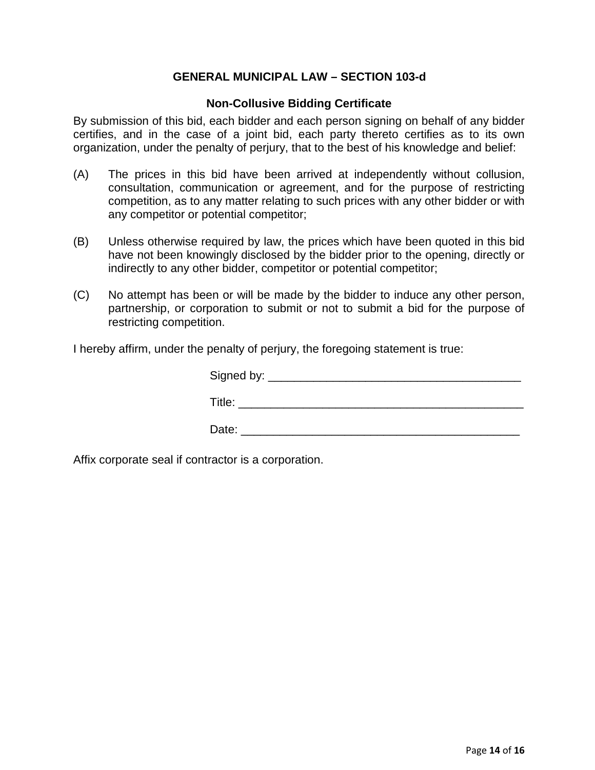## GENERAL MUNICIPAL LAW – SECTION 103-d

### Non-Collusive Bidding Certificate

By submission of this bid, each bidder and each person signing on behalf of any bidder certifies, and in the case of a joint bid, each party thereto certifies as to its own organization, under the penalty of perjury, that to the best of his knowledge and belief:

(A) The prices in this bid have been arrived at independently without collusion, consultation, communication or agreement, and for the purpose of restricting competition, as to any matter relating to such prices with any other bidder or with any competitor or potential competitor;

(B) Unless otherwise required by law, the prices which have been quoted in this bid have not been knowingly disclosed by the bidder prior to the opening, directly or indirectly to any other bidder, competitor or potential competitor;

(C) No attempt has been or will be made by the bidder to induce any other person, partnership, or corporation to submit or not to submit a bid for the purpose of restricting competition.

I hereby affirm, under the penalty of perjury, the foregoing statement is true:

Signed by: ________________________________________

Title: ____________________________________________

Date: ____________________________________________

Affix corporate seal if contractor is a corporation.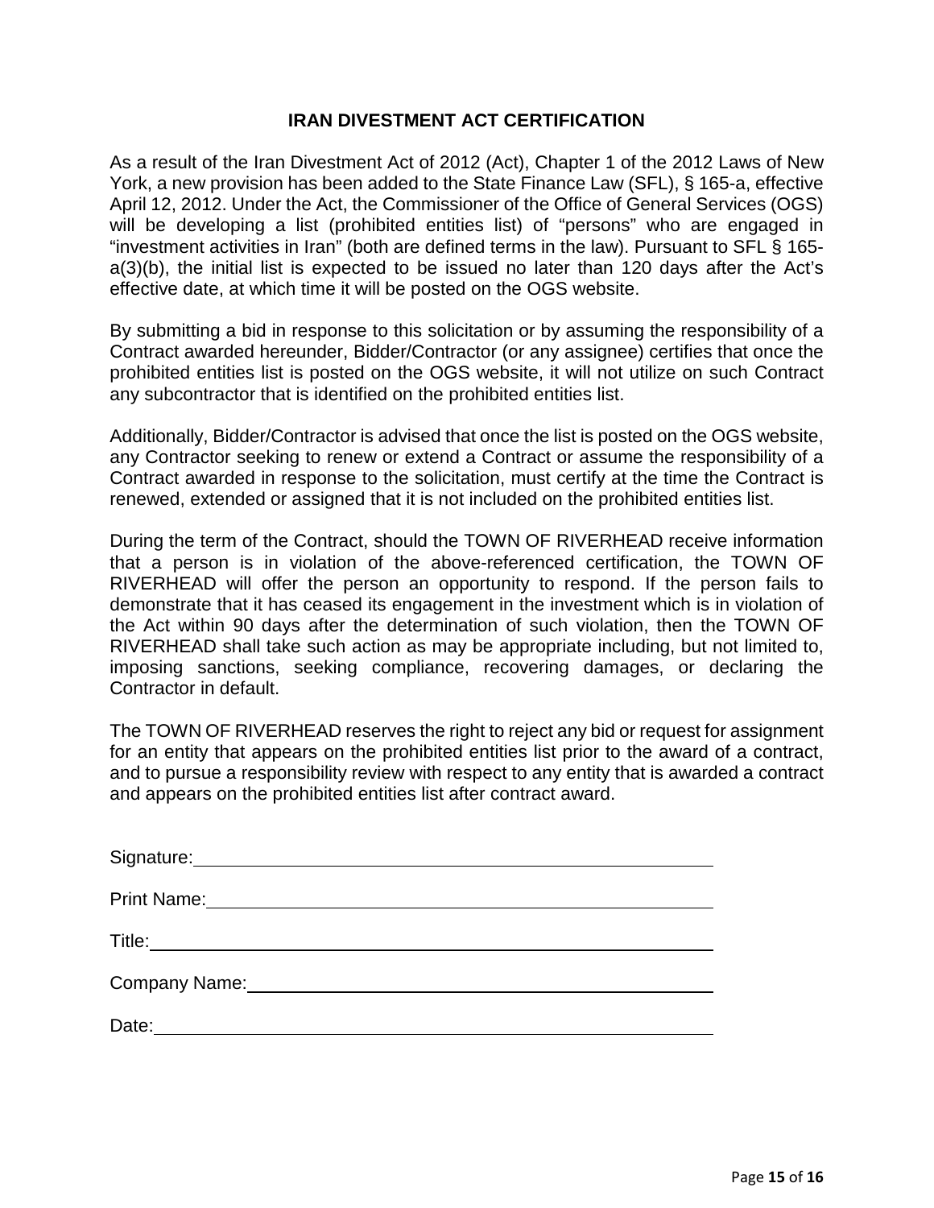# IRAN DIVESTMENT ACT CERTIFICATION

As a result of the Iran Divestment Act of 2012 (Act), Chapter 1 of the 2012 Laws of New York, a new provision has been added to the State Finance Law (SFL), § 165-a, effective April 12, 2012. Under the Act, the Commissioner of the Office of General Services (OGS) will be developing a list (prohibited entities list) of "persons" who are engaged in "investment activities in Iran" (both are defined terms in the law). Pursuant to SFL § 165-a(3)(b), the initial list is expected to be issued no later than 120 days after the Act's effective date, at which time it will be posted on the OGS website.

By submitting a bid in response to this solicitation or by assuming the responsibility of a Contract awarded hereunder, Bidder/Contractor (or any assignee) certifies that once the prohibited entities list is posted on the OGS website, it will not utilize on such Contract any subcontractor that is identified on the prohibited entities list.

Additionally, Bidder/Contractor is advised that once the list is posted on the OGS website, any Contractor seeking to renew or extend a Contract or assume the responsibility of a Contract awarded in response to the solicitation, must certify at the time the Contract is renewed, extended or assigned that it is not included on the prohibited entities list.

During the term of the Contract, should the TOWN OF RIVERHEAD receive information that a person is in violation of the above-referenced certification, the TOWN OF RIVERHEAD will offer the person an opportunity to respond. If the person fails to demonstrate that it has ceased its engagement in the investment which is in violation of the Act within 90 days after the determination of such violation, then the TOWN OF RIVERHEAD shall take such action as may be appropriate including, but not limited to, imposing sanctions, seeking compliance, recovering damages, or declaring the Contractor in default.

The TOWN OF RIVERHEAD reserves the right to reject any bid or request for assignment for an entity that appears on the prohibited entities list prior to the award of a contract, and to pursue a responsibility review with respect to any entity that is awarded a contract and appears on the prohibited entities list after contract award.

Signature:\_\_\_\_\_\_\_\_\_\_\_\_\_\_\_\_\_\_\_\_\_\_\_\_\_\_\_\_\_\_\_\_\_\_\_\_\_\_\_\_

Print Name:\_\_\_\_\_\_\_\_\_\_\_\_\_\_\_\_\_\_\_\_\_\_\_\_\_\_\_\_\_\_\_\_\_\_\_\_\_\_\_\_

Title:\_\_\_\_\_\_\_\_\_\_\_\_\_\_\_\_\_\_\_\_\_\_\_\_\_\_\_\_\_\_\_\_\_\_\_\_\_\_\_\_\_\_\_\_\_

Company Name:\_\_\_\_\_\_\_\_\_\_\_\_\_\_\_\_\_\_\_\_\_\_\_\_\_\_\_\_\_\_\_\_\_\_\_\_\_

Date:\_\_\_\_\_\_\_\_\_\_\_\_\_\_\_\_\_\_\_\_\_\_\_\_\_\_\_\_\_\_\_\_\_\_\_\_\_\_\_\_\_\_\_\_\_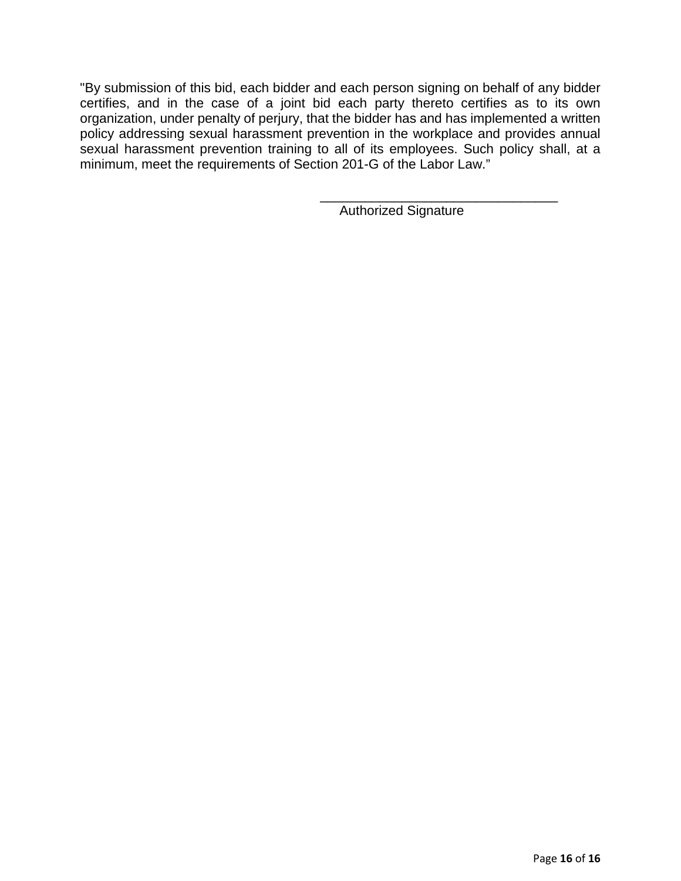"By submission of this bid, each bidder and each person signing on behalf of any bidder certifies, and in the case of a joint bid each party thereto certifies as to its own organization, under penalty of perjury, that the bidder has and has implemented a written policy addressing sexual harassment prevention in the workplace and provides annual sexual harassment prevention training to all of its employees. Such policy shall, at a minimum, meet the requirements of Section 201-G of the Labor Law."

_________________________________
Authorized Signature